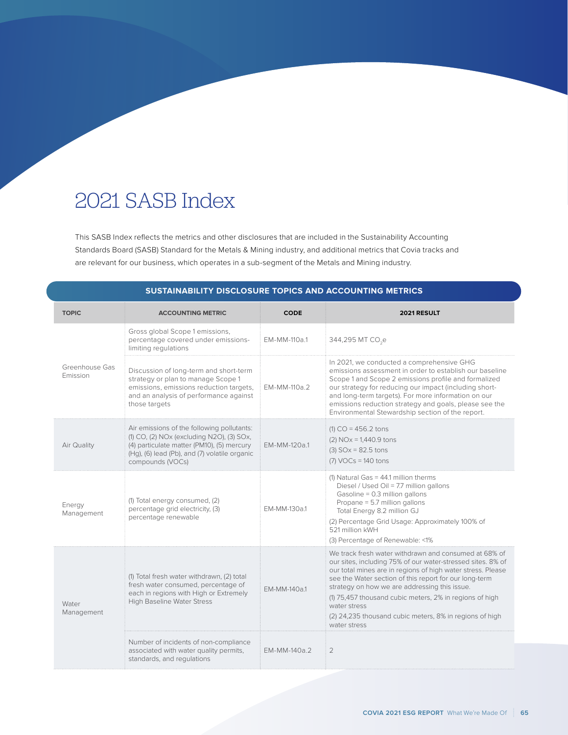# 2021 SASB Index

This SASB Index reflects the metrics and other disclosures that are included in the Sustainability Accounting Standards Board (SASB) Standard for the Metals & Mining industry, and additional metrics that Covia tracks and are relevant for our business, which operates in a sub-segment of the Metals and Mining industry.

## SUSTAINABILITY DISCLOSURE TOPICS AND ACCOUNTING METRICS

| TOPIC | ACCOUNTING METRIC | CODE | 2021 RESULT |
|---|---|---|---|
| Greenhouse Gas Emission | Gross global Scope 1 emissions, percentage covered under emissions-limiting regulations | EM-MM-110a.1 | 344,295 MT $CO_2e$ |
| | Discussion of long-term and short-term strategy or plan to manage Scope 1 emissions, emissions reduction targets, and an analysis of performance against those targets | EM-MM-110a.2 | In 2021, we conducted a comprehensive GHG emissions assessment in order to establish our baseline Scope 1 and Scope 2 emissions profile and formalized our strategy for reducing our impact (including short- and long-term targets). For more information on our emissions reduction strategy and goals, please see the Environmental Stewardship section of the report. |
| Air Quality | Air emissions of the following pollutants: (1) CO, (2) NOx (excluding N2O), (3) SOx, (4) particulate matter (PM10), (5) mercury (Hg), (6) lead (Pb), and (7) volatile organic compounds (VOCs) | EM-MM-120a.1 | (1) CO = 456.2 tons<br>(2) NOx = 1,440.9 tons<br>(3) SOx = 82.5 tons<br>(7) VOCs = 140 tons |
| Energy Management | (1) Total energy consumed, (2) percentage grid electricity, (3) percentage renewable | EM-MM-130a.1 | (1) Natural Gas = 44.1 million therms<br>Diesel / Used Oil = 7.7 million gallons<br>Gasoline = 0.3 million gallons<br>Propane = 5.7 million gallons<br>Total Energy 8.2 million GJ<br>(2) Percentage Grid Usage: Approximately 100% of 521 million kWH<br>(3) Percentage of Renewable: <1% |
| Water Management | (1) Total fresh water withdrawn, (2) total fresh water consumed, percentage of each in regions with High or Extremely High Baseline Water Stress | EM-MM-140a.1 | We track fresh water withdrawn and consumed at 68% of our sites, including 75% of our water-stressed sites. 8% of our total mines are in regions of high water stress. Please see the Water section of this report for our long-term strategy on how we are addressing this issue.<br>(1) 75,457 thousand cubic meters, 2% in regions of high water stress<br>(2) 24,235 thousand cubic meters, 8% in regions of high water stress |
| | Number of incidents of non-compliance associated with water quality permits, standards, and regulations | EM-MM-140a.2 | 2 |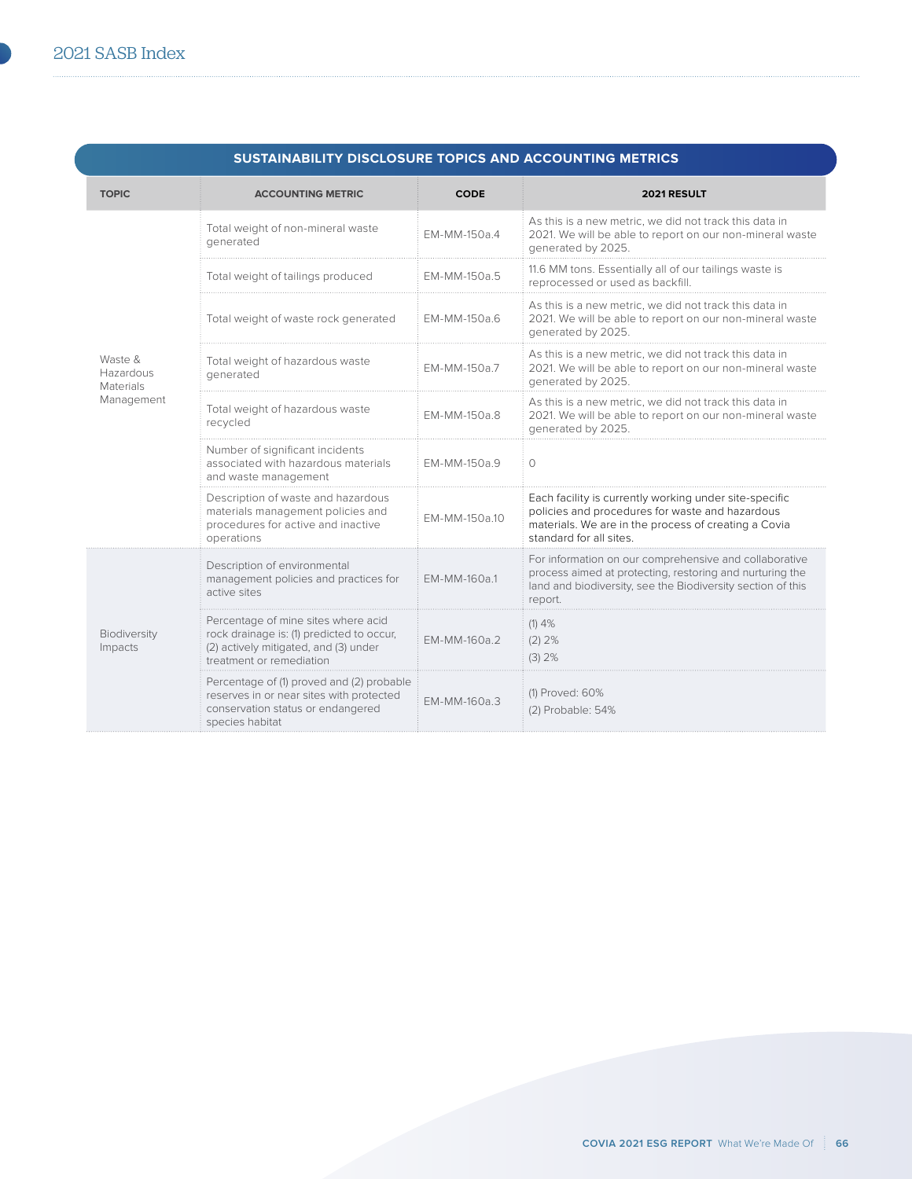# 2021 SASB Index

**SUSTAINABILITY DISCLOSURE TOPICS AND ACCOUNTING METRICS**

| TOPIC | ACCOUNTING METRIC | CODE | 2021 RESULT |
|---|---|---|---|
| Waste & Hazardous Materials Management | Total weight of non-mineral waste generated | EM-MM-150a.4 | As this is a new metric, we did not track this data in 2021. We will be able to report on our non-mineral waste generated by 2025. |
| | Total weight of tailings produced | EM-MM-150a.5 | 11.6 MM tons. Essentially all of our tailings waste is reprocessed or used as backfill. |
| | Total weight of waste rock generated | EM-MM-150a.6 | As this is a new metric, we did not track this data in 2021. We will be able to report on our non-mineral waste generated by 2025. |
| | Total weight of hazardous waste generated | EM-MM-150a.7 | As this is a new metric, we did not track this data in 2021. We will be able to report on our non-mineral waste generated by 2025. |
| | Total weight of hazardous waste recycled | EM-MM-150a.8 | As this is a new metric, we did not track this data in 2021. We will be able to report on our non-mineral waste generated by 2025. |
| | Number of significant incidents associated with hazardous materials and waste management | EM-MM-150a.9 | 0 |
| | Description of waste and hazardous materials management policies and procedures for active and inactive operations | EM-MM-150a.10 | Each facility is currently working under site-specific policies and procedures for waste and hazardous materials. We are in the process of creating a Covia standard for all sites. |
| Biodiversity Impacts | Description of environmental management policies and practices for active sites | EM-MM-160a.1 | For information on our comprehensive and collaborative process aimed at protecting, restoring and nurturing the land and biodiversity, see the Biodiversity section of this report. |
| | Percentage of mine sites where acid rock drainage is: (1) predicted to occur, (2) actively mitigated, and (3) under treatment or remediation | EM-MM-160a.2 | (1) 4%<br>(2) 2%<br>(3) 2% |
| | Percentage of (1) proved and (2) probable reserves in or near sites with protected conservation status or endangered species habitat | EM-MM-160a.3 | (1) Proved: 60%<br>(2) Probable: 54% |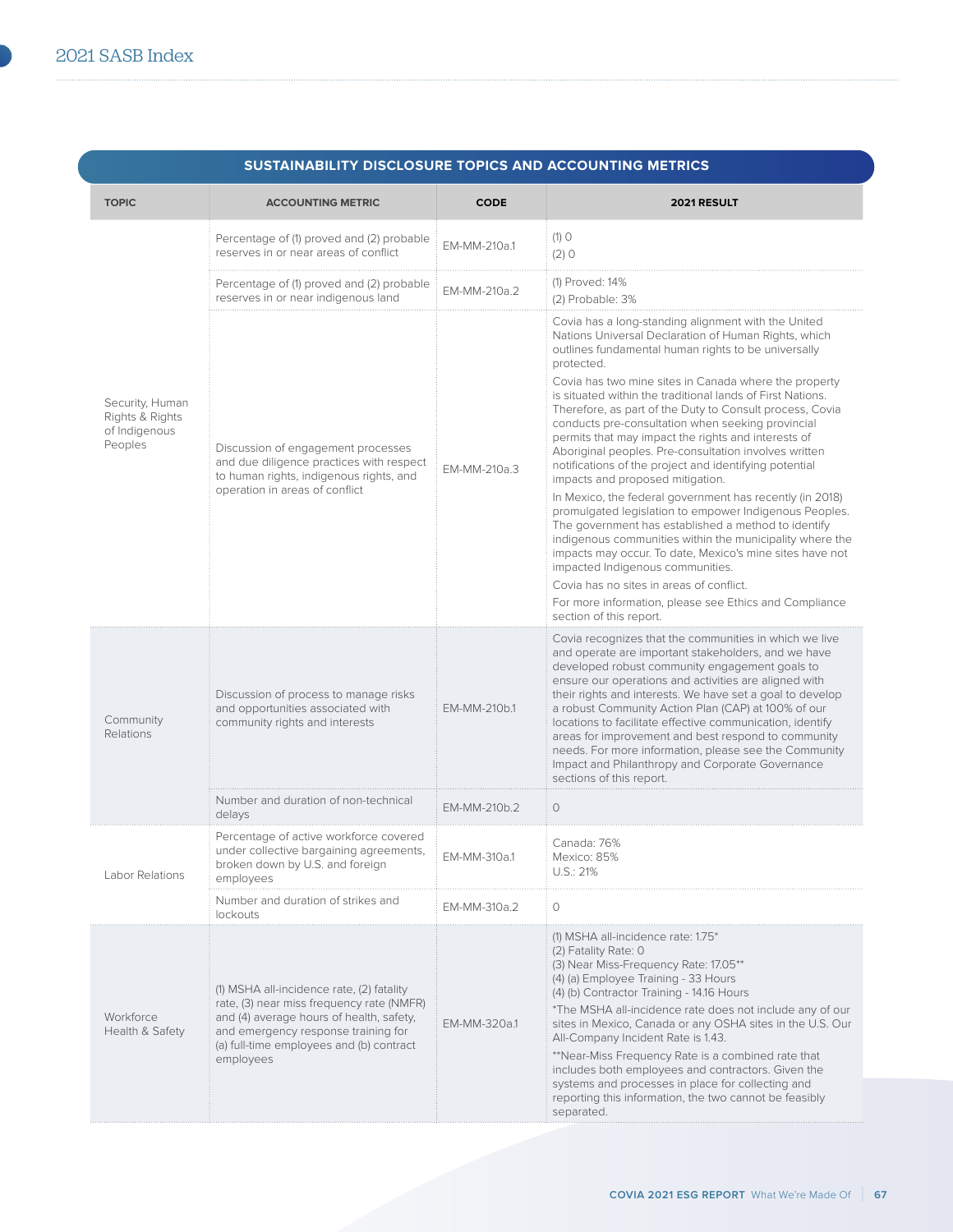## 2021 SASB Index

| SUSTAINABILITY DISCLOSURE TOPICS AND ACCOUNTING METRICS | | | |
|---|---|---|---|
| **TOPIC** | **ACCOUNTING METRIC** | **CODE** | **2021 RESULT** |
| Security, Human Rights & Rights of Indigenous Peoples | Percentage of (1) proved and (2) probable reserves in or near areas of conflict | EM-MM-210a.1 | (1) 0<br>(2) 0 |
| | Percentage of (1) proved and (2) probable reserves in or near indigenous land | EM-MM-210a.2 | (1) Proved: 14%<br>(2) Probable: 3% |
| | Discussion of engagement processes and due diligence practices with respect to human rights, indigenous rights, and operation in areas of conflict | EM-MM-210a.3 | Covia has a long-standing alignment with the United Nations Universal Declaration of Human Rights, which outlines fundamental human rights to be universally protected.<br>Covia has two mine sites in Canada where the property is situated within the traditional lands of First Nations. Therefore, as part of the Duty to Consult process, Covia conducts pre-consultation when seeking provincial permits that may impact the rights and interests of Aboriginal peoples. Pre-consultation involves written notifications of the project and identifying potential impacts and proposed mitigation.<br>In Mexico, the federal government has recently (in 2018) promulgated legislation to empower Indigenous Peoples. The government has established a method to identify indigenous communities within the municipality where the impacts may occur. To date, Mexico's mine sites have not impacted Indigenous communities.<br>Covia has no sites in areas of conflict.<br>For more information, please see Ethics and Compliance section of this report. |
| Community Relations | Discussion of process to manage risks and opportunities associated with community rights and interests | EM-MM-210b.1 | Covia recognizes that the communities in which we live and operate are important stakeholders, and we have developed robust community engagement goals to ensure our operations and activities are aligned with their rights and interests. We have set a goal to develop a robust Community Action Plan (CAP) at 100% of our locations to facilitate effective communication, identify areas for improvement and best respond to community needs. For more information, please see the Community Impact and Philanthropy and Corporate Governance sections of this report. |
| | Number and duration of non-technical delays | EM-MM-210b.2 | 0 |
| Labor Relations | Percentage of active workforce covered under collective bargaining agreements, broken down by U.S. and foreign employees | EM-MM-310a.1 | Canada: 76%<br>Mexico: 85%<br>U.S.: 21% |
| | Number and duration of strikes and lockouts | EM-MM-310a.2 | 0 |
| Workforce Health & Safety | (1) MSHA all-incidence rate, (2) fatality rate, (3) near miss frequency rate (NMFR) and (4) average hours of health, safety, and emergency response training for (a) full-time employees and (b) contract employees | EM-MM-320a.1 | (1) MSHA all-incidence rate: 1.75*<br>(2) Fatality Rate: 0<br>(3) Near Miss-Frequency Rate: 17.05**<br>(4) (a) Employee Training - 33 Hours<br>(4) (b) Contractor Training - 14.16 Hours<br>*The MSHA all-incidence rate does not include any of our sites in Mexico, Canada or any OSHA sites in the U.S. Our All-Company Incident Rate is 1.43.<br>**Near-Miss Frequency Rate is a combined rate that includes both employees and contractors. Given the systems and processes in place for collecting and reporting this information, the two cannot be feasibly separated. |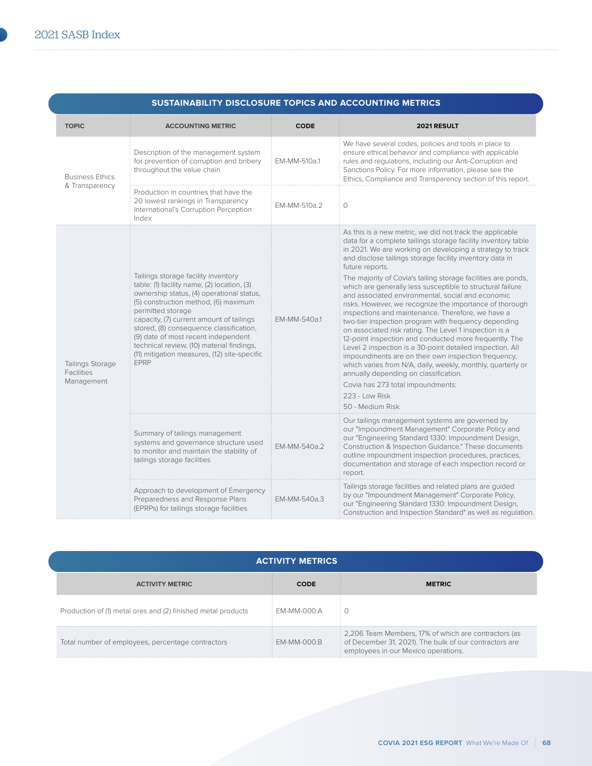# 2021 SASB Index

| SUSTAINABILITY DISCLOSURE TOPICS AND ACCOUNTING METRICS | | | |
|---|---|---|---|
| **TOPIC** | **ACCOUNTING METRIC** | **CODE** | **2021 RESULT** |
| Business Ethics & Transparency | Description of the management system for prevention of corruption and bribery throughout the value chain | EM-MM-510a.1 | We have several codes, policies and tools in place to ensure ethical behavior and compliance with applicable rules and regulations, including our Anti-Corruption and Sanctions Policy. For more information, please see the Ethics, Compliance and Transparency section of this report. |
| | Production in countries that have the 20 lowest rankings in Transparency International's Corruption Perception Index | EM-MM-510a.2 | 0 |
| Tailings Storage Facilities Management | Tailings storage facility inventory table: (1) facility name, (2) location, (3) ownership status, (4) operational status, (5) construction method, (6) maximum permitted storage capacity, (7) current amount of tailings stored, (8) consequence classification, (9) date of most recent independent technical review, (10) material findings, (11) mitigation measures, (12) site-specific EPRP | EM-MM-540a.1 | As this is a new metric, we did not track the applicable data for a complete tailings storage facility inventory table in 2021. We are working on developing a strategy to track and disclose tailings storage facility inventory data in future reports.<br><br>The majority of Covia's tailing storage facilities are ponds, which are generally less susceptible to structural failure and associated environmental, social and economic risks. However, we recognize the importance of thorough inspections and maintenance. Therefore, we have a two-tier inspection program with frequency depending on associated risk rating. The Level 1 inspection is a 12-point inspection and conducted more frequently. The Level 2 inspection is a 30-point detailed inspection. All impoundments are on their own inspection frequency, which varies from N/A, daily, weekly, monthly, quarterly or annually depending on classification.<br><br>Covia has 273 total impoundments:<br><br>223 - Low Risk<br><br>50 - Medium Risk |
| | Summary of tailings management systems and governance structure used to monitor and maintain the stability of tailings storage facilities | EM-MM-540a.2 | Our tailings management systems are governed by our "Impoundment Management" Corporate Policy and our "Engineering Standard 1330: Impoundment Design, Construction & Inspection Guidance." These documents outline impoundment inspection procedures, practices, documentation and storage of each inspection record or report. |
| | Approach to development of Emergency Preparedness and Response Plans (EPRPs) for tailings storage facilities | EM-MM-540a.3 | Tailings storage facilities and related plans are guided by our "Impoundment Management" Corporate Policy, our "Engineering Standard 1330: Impoundment Design, Construction and Inspection Standard" as well as regulation. |

| ACTIVITY METRICS | | |
|---|---|---|
| **ACTIVITY METRIC** | **CODE** | **METRIC** |
| Production of (1) metal ores and (2) finished metal products | EM-MM-000.A | 0 |
| Total number of employees, percentage contractors | EM-MM-000.B | 2,206 Team Members, 17% of which are contractors (as of December 31, 2021). The bulk of our contractors are employees in our Mexico operations. |